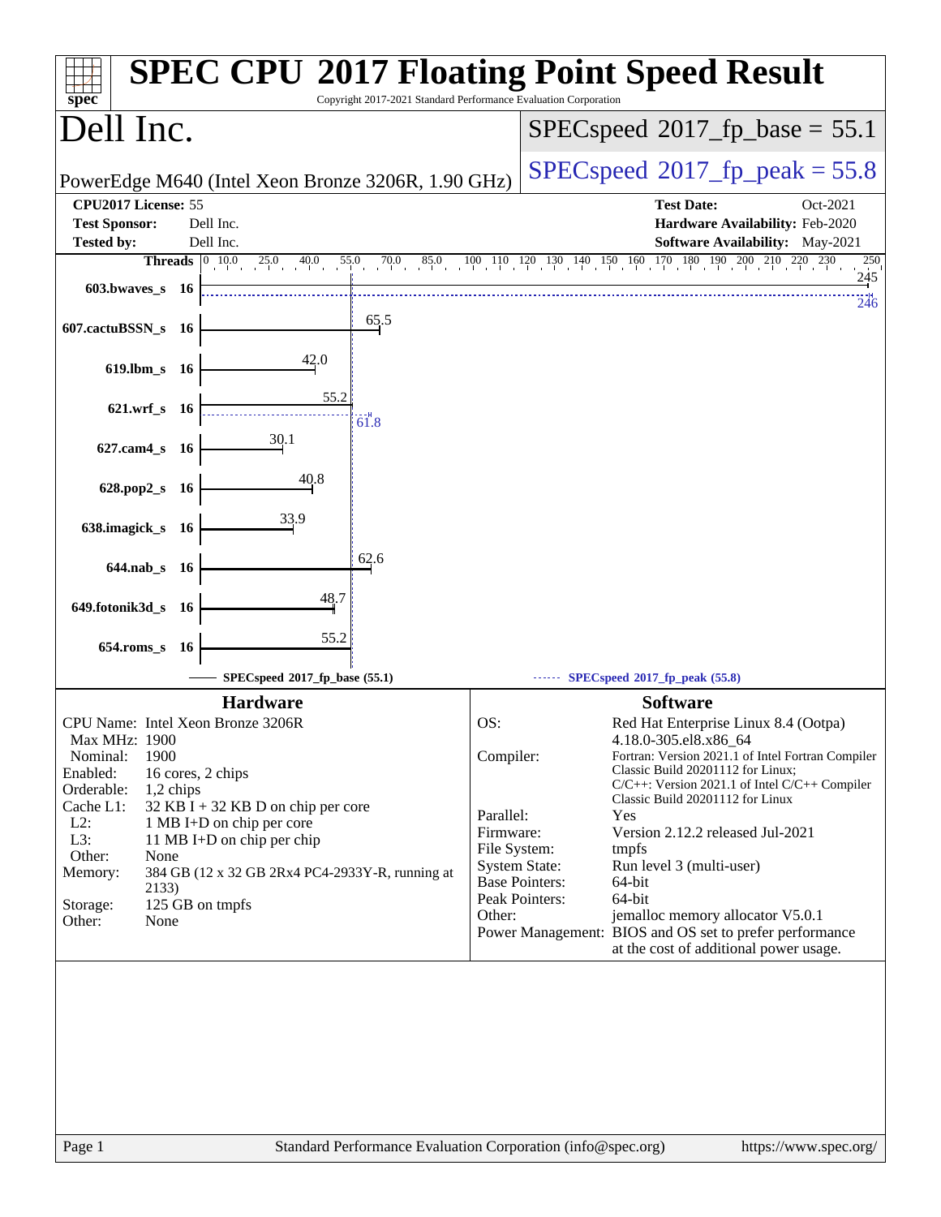# SPEC CPU 2017 Floating Point Speed Result

Copyright 2017-2021 Standard Performance Evaluation Corporation

## Dell Inc.

PowerEdge M640 (Intel Xeon Bronze 3206R, 1.90 GHz)

SPECspeed 2017_fp_base = 55.1

SPECspeed 2017_fp_peak = 55.8

| | | | |
|---|---|---|---|
| **CPU2017 License:** | 55 | **Test Date:** | Oct-2021 |
| **Test Sponsor:** | Dell Inc. | **Hardware Availability:** | Feb-2020 |
| **Tested by:** | Dell Inc. | **Software Availability:** | May-2021 |

| Benchmark | Threads | Base | Peak |
|---|---|---|---|
| 603.bwaves_s | 16 | 245 | 246 |
| 607.cactuBSSN_s | 16 | 65.5 | |
| 619.lbm_s | 16 | 42.0 | |
| 621.wrf_s | 16 | 55.2 | 61.8 |
| 627.cam4_s | 16 | 30.1 | |
| 628.pop2_s | 16 | 40.8 | |
| 638.imagick_s | 16 | 33.9 | |
| 644.nab_s | 16 | 62.6 | |
| 649.fotonik3d_s | 16 | 48.7 | |
| 654.roms_s | 16 | 55.2 | |

SPECspeed 2017_fp_base (55.1)

SPECspeed 2017_fp_peak (55.8)

### Hardware

| | |
|---|---|
| CPU Name: | Intel Xeon Bronze 3206R |
| Max MHz: | 1900 |
| Nominal: | 1900 |
| Enabled: | 16 cores, 2 chips |
| Orderable: | 1,2 chips |
| Cache L1: | 32 KB I + 32 KB D on chip per core |
| L2: | 1 MB I+D on chip per core |
| L3: | 11 MB I+D on chip per chip |
| Other: | None |
| Memory: | 384 GB (12 x 32 GB 2Rx4 PC4-2933Y-R, running at 2133) |
| Storage: | 125 GB on tmpfs |
| Other: | None |

### Software

| | |
|---|---|
| OS: | Red Hat Enterprise Linux 8.4 (Ootpa) 4.18.0-305.el8.x86_64 |
| Compiler: | Fortran: Version 2021.1 of Intel Fortran Compiler Classic Build 20201112 for Linux; C/C++: Version 2021.1 of Intel C/C++ Compiler Classic Build 20201112 for Linux |
| Parallel: | Yes |
| Firmware: | Version 2.12.2 released Jul-2021 |
| File System: | tmpfs |
| System State: | Run level 3 (multi-user) |
| Base Pointers: | 64-bit |
| Peak Pointers: | 64-bit |
| Other: | jemalloc memory allocator V5.0.1 |
| Power Management: | BIOS and OS set to prefer performance at the cost of additional power usage. |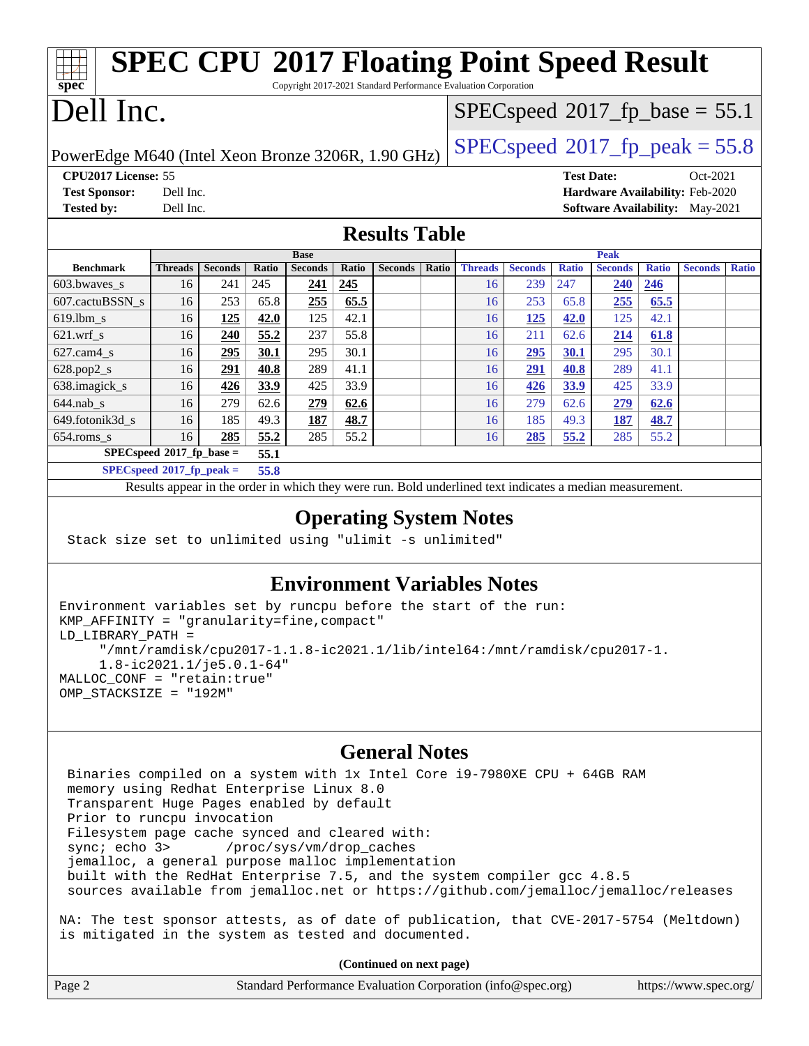# SPEC CPU 2017 Floating Point Speed Result

Copyright 2017-2021 Standard Performance Evaluation Corporation

# Dell Inc.

PowerEdge M640 (Intel Xeon Bronze 3206R, 1.90 GHz)

SPECspeed 2017_fp_base = 55.1

SPECspeed 2017_fp_peak = 55.8

**CPU2017 License:** 55
**Test Sponsor:** Dell Inc.
**Tested by:** Dell Inc.

**Test Date:** Oct-2021
**Hardware Availability:** Feb-2020
**Software Availability:** May-2021

## Results Table

| | Base | | | | | | | | Peak | | | | | | | |
|---|---|---|---|---|---|---|---|---|---|---|---|---|---|---|---|---|
| **Benchmark** | **Threads** | **Seconds** | **Ratio** | **Seconds** | **Ratio** | **Seconds** | **Ratio** | **Threads** | **Seconds** | **Ratio** | **Seconds** | **Ratio** | **Seconds** | **Ratio** |
| 603.bwaves_s | 16 | 241 | 245 | **241** | **245** | | | 16 | 239 | 247 | **240** | **246** | | |
| 607.cactuBSSN_s | 16 | 253 | 65.8 | **255** | **65.5** | | | 16 | 253 | 65.8 | **255** | **65.5** | | |
| 619.lbm_s | 16 | **125** | **42.0** | 125 | 42.1 | | | 16 | **125** | **42.0** | 125 | 42.1 | | |
| 621.wrf_s | 16 | **240** | **55.2** | 237 | 55.8 | | | 16 | 211 | 62.6 | **214** | **61.8** | | |
| 627.cam4_s | 16 | **295** | **30.1** | 295 | 30.1 | | | 16 | **295** | **30.1** | 295 | 30.1 | | |
| 628.pop2_s | 16 | **291** | **40.8** | 289 | 41.1 | | | 16 | **291** | **40.8** | 289 | 41.1 | | |
| 638.imagick_s | 16 | **426** | **33.9** | 425 | 33.9 | | | 16 | **426** | **33.9** | 425 | 33.9 | | |
| 644.nab_s | 16 | 279 | 62.6 | **279** | **62.6** | | | 16 | 279 | 62.6 | **279** | **62.6** | | |
| 649.fotonik3d_s | 16 | 185 | 49.3 | **187** | **48.7** | | | 16 | 185 | 49.3 | **187** | **48.7** | | |
| 654.roms_s | 16 | **285** | **55.2** | 285 | 55.2 | | | 16 | **285** | **55.2** | 285 | 55.2 | | |

**SPECspeed 2017_fp_base = 55.1**

**SPECspeed 2017_fp_peak = 55.8**

Results appear in the order in which they were run. Bold underlined text indicates a median measurement.

## Operating System Notes

```
Stack size set to unlimited using "ulimit -s unlimited"
```

## Environment Variables Notes

```
Environment variables set by runcpu before the start of the run:
KMP_AFFINITY = "granularity=fine,compact"
LD_LIBRARY_PATH =
     "/mnt/ramdisk/cpu2017-1.1.8-ic2021.1/lib/intel64:/mnt/ramdisk/cpu2017-1.
     1.8-ic2021.1/je5.0.1-64"
MALLOC_CONF = "retain:true"
OMP_STACKSIZE = "192M"
```

## General Notes

```
Binaries compiled on a system with 1x Intel Core i9-7980XE CPU + 64GB RAM
memory using Redhat Enterprise Linux 8.0
Transparent Huge Pages enabled by default
Prior to runcpu invocation
Filesystem page cache synced and cleared with:
sync; echo 3>       /proc/sys/vm/drop_caches
jemalloc, a general purpose malloc implementation
built with the RedHat Enterprise 7.5, and the system compiler gcc 4.8.5
sources available from jemalloc.net or https://github.com/jemalloc/jemalloc/releases

NA: The test sponsor attests, as of date of publication, that CVE-2017-5754 (Meltdown)
is mitigated in the system as tested and documented.
```

**(Continued on next page)**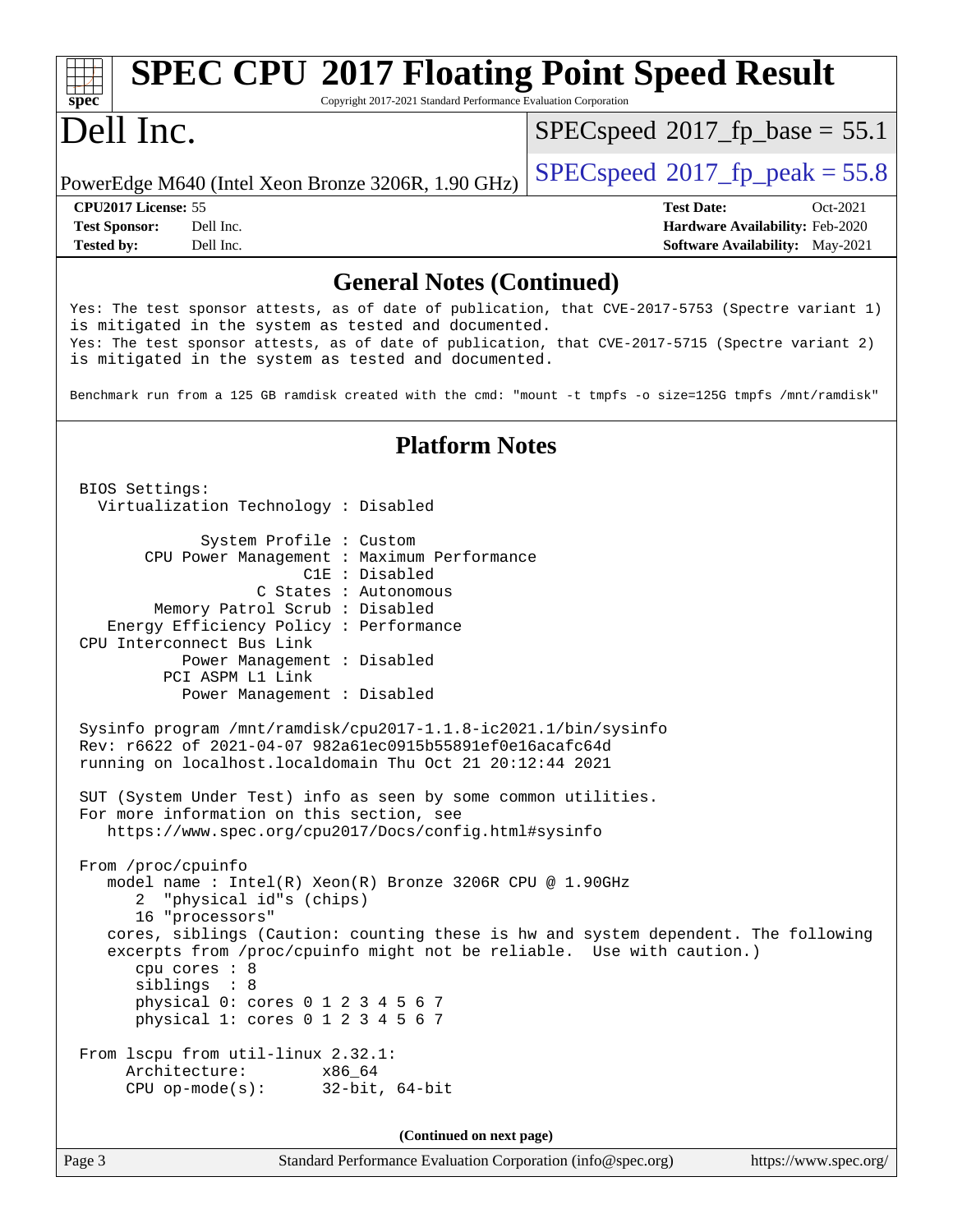## General Notes (Continued)

```
Yes: The test sponsor attests, as of date of publication, that CVE-2017-5753 (Spectre variant 1)
is mitigated in the system as tested and documented.
Yes: The test sponsor attests, as of date of publication, that CVE-2017-5715 (Spectre variant 2)
is mitigated in the system as tested and documented.

Benchmark run from a 125 GB ramdisk created with the cmd: "mount -t tmpfs -o size=125G tmpfs /mnt/ramdisk"
```

## Platform Notes

```
BIOS Settings:
  Virtualization Technology : Disabled

             System Profile : Custom
       CPU Power Management : Maximum Performance
                        C1E : Disabled
                   C States : Autonomous
        Memory Patrol Scrub : Disabled
   Energy Efficiency Policy : Performance
CPU Interconnect Bus Link
           Power Management : Disabled
         PCI ASPM L1 Link
           Power Management : Disabled

Sysinfo program /mnt/ramdisk/cpu2017-1.1.8-ic2021.1/bin/sysinfo
Rev: r6622 of 2021-04-07 982a61ec0915b55891ef0e16acafc64d
running on localhost.localdomain Thu Oct 21 20:12:44 2021

SUT (System Under Test) info as seen by some common utilities.
For more information on this section, see
   https://www.spec.org/cpu2017/Docs/config.html#sysinfo

From /proc/cpuinfo
   model name : Intel(R) Xeon(R) Bronze 3206R CPU @ 1.90GHz
      2  "physical id"s (chips)
      16 "processors"
   cores, siblings (Caution: counting these is hw and system dependent. The following
   excerpts from /proc/cpuinfo might not be reliable.  Use with caution.)
      cpu cores : 8
      siblings  : 8
      physical 0: cores 0 1 2 3 4 5 6 7
      physical 1: cores 0 1 2 3 4 5 6 7

From lscpu from util-linux 2.32.1:
     Architecture:        x86_64
     CPU op-mode(s):      32-bit, 64-bit
```

(Continued on next page)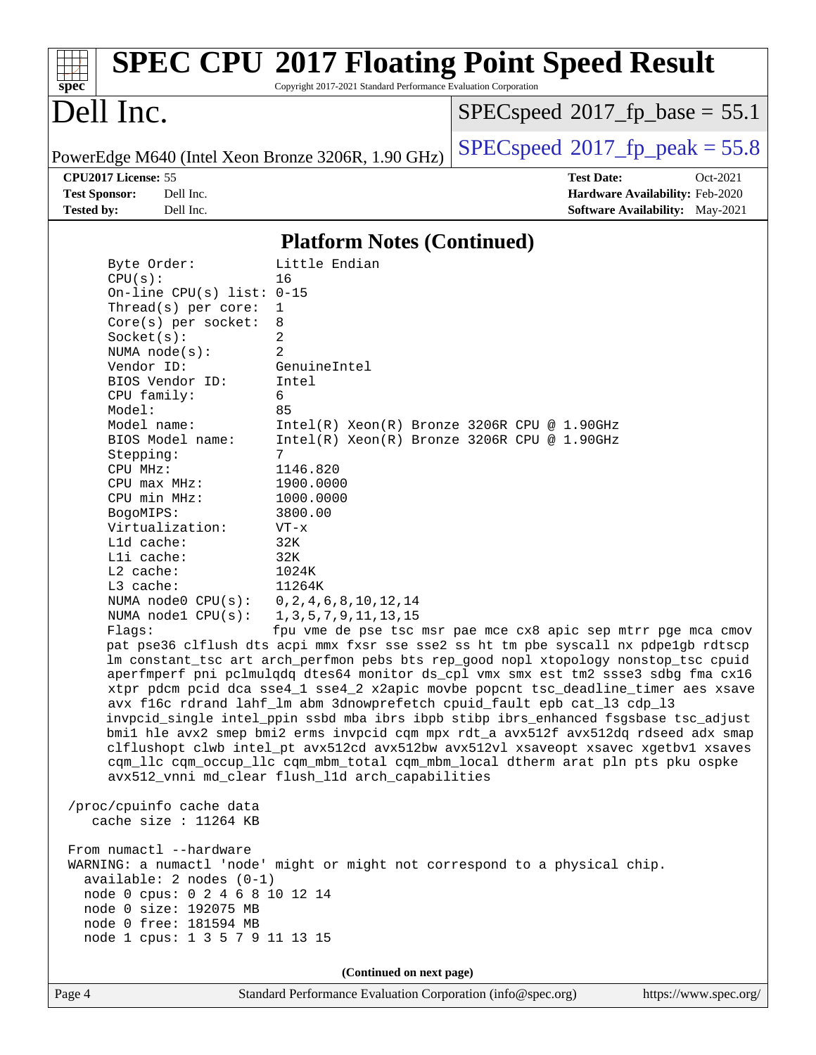## Platform Notes (Continued)

```
     Byte Order:          Little Endian
     CPU(s):              16
     On-line CPU(s) list: 0-15
     Thread(s) per core:  1
     Core(s) per socket:  8
     Socket(s):           2
     NUMA node(s):        2
     Vendor ID:           GenuineIntel
     BIOS Vendor ID:      Intel
     CPU family:          6
     Model:               85
     Model name:          Intel(R) Xeon(R) Bronze 3206R CPU @ 1.90GHz
     BIOS Model name:     Intel(R) Xeon(R) Bronze 3206R CPU @ 1.90GHz
     Stepping:            7
     CPU MHz:             1146.820
     CPU max MHz:         1900.0000
     CPU min MHz:         1000.0000
     BogoMIPS:            3800.00
     Virtualization:      VT-x
     L1d cache:           32K
     L1i cache:           32K
     L2 cache:            1024K
     L3 cache:            11264K
     NUMA node0 CPU(s):   0,2,4,6,8,10,12,14
     NUMA node1 CPU(s):   1,3,5,7,9,11,13,15
     Flags:               fpu vme de pse tsc msr pae mce cx8 apic sep mtrr pge mca cmov
     pat pse36 clflush dts acpi mmx fxsr sse sse2 ss ht tm pbe syscall nx pdpe1gb rdtscp
     lm constant_tsc art arch_perfmon pebs bts rep_good nopl xtopology nonstop_tsc cpuid
     aperfmperf pni pclmulqdq dtes64 monitor ds_cpl vmx smx est tm2 ssse3 sdbg fma cx16
     xtpr pdcm pcid dca sse4_1 sse4_2 x2apic movbe popcnt tsc_deadline_timer aes xsave
     avx f16c rdrand lahf_lm abm 3dnowprefetch cpuid_fault epb cat_l3 cdp_l3
     invpcid_single intel_ppin ssbd mba ibrs ibpb stibp ibrs_enhanced fsgsbase tsc_adjust
     bmi1 hle avx2 smep bmi2 erms invpcid cqm mpx rdt_a avx512f avx512dq rdseed adx smap
     clflushopt clwb intel_pt avx512cd avx512bw avx512vl xsaveopt xsavec xgetbv1 xsaves
     cqm_llc cqm_occup_llc cqm_mbm_total cqm_mbm_local dtherm arat pln pts pku ospke
     avx512_vnni md_clear flush_l1d arch_capabilities

 /proc/cpuinfo cache data
    cache size : 11264 KB

 From numactl --hardware
 WARNING: a numactl 'node' might or might not correspond to a physical chip.
   available: 2 nodes (0-1)
   node 0 cpus: 0 2 4 6 8 10 12 14
   node 0 size: 192075 MB
   node 0 free: 181594 MB
   node 1 cpus: 1 3 5 7 9 11 13 15
```

(Continued on next page)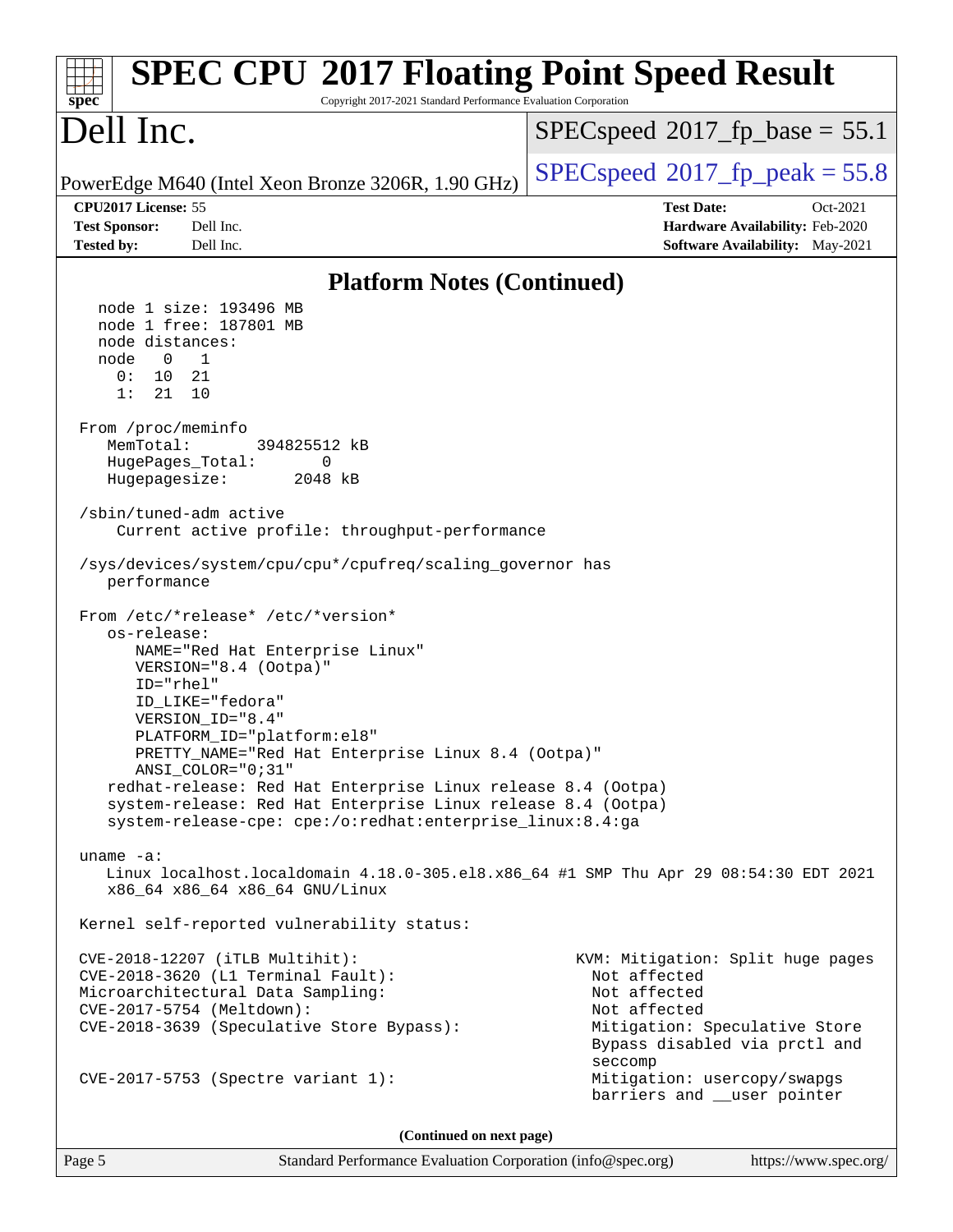## Platform Notes (Continued)

```
   node 1 size: 193496 MB
   node 1 free: 187801 MB
   node distances:
   node   0   1
     0:  10  21
     1:  21  10

 From /proc/meminfo
    MemTotal:       394825512 kB
    HugePages_Total:       0
    Hugepagesize:       2048 kB

 /sbin/tuned-adm active
     Current active profile: throughput-performance

 /sys/devices/system/cpu/cpu*/cpufreq/scaling_governor has
    performance

 From /etc/*release* /etc/*version*
    os-release:
       NAME="Red Hat Enterprise Linux"
       VERSION="8.4 (Ootpa)"
       ID="rhel"
       ID_LIKE="fedora"
       VERSION_ID="8.4"
       PLATFORM_ID="platform:el8"
       PRETTY_NAME="Red Hat Enterprise Linux 8.4 (Ootpa)"
       ANSI_COLOR="0;31"
    redhat-release: Red Hat Enterprise Linux release 8.4 (Ootpa)
    system-release: Red Hat Enterprise Linux release 8.4 (Ootpa)
    system-release-cpe: cpe:/o:redhat:enterprise_linux:8.4:ga

 uname -a:
    Linux localhost.localdomain 4.18.0-305.el8.x86_64 #1 SMP Thu Apr 29 08:54:30 EDT 2021
    x86_64 x86_64 x86_64 GNU/Linux

 Kernel self-reported vulnerability status:

 CVE-2018-12207 (iTLB Multihit):                          KVM: Mitigation: Split huge pages
 CVE-2018-3620 (L1 Terminal Fault):                        Not affected
 Microarchitectural Data Sampling:                         Not affected
 CVE-2017-5754 (Meltdown):                                 Not affected
 CVE-2018-3639 (Speculative Store Bypass):                 Mitigation: Speculative Store
                                                           Bypass disabled via prctl and
                                                           seccomp
 CVE-2017-5753 (Spectre variant 1):                        Mitigation: usercopy/swapgs
                                                           barriers and __user pointer
```

(Continued on next page)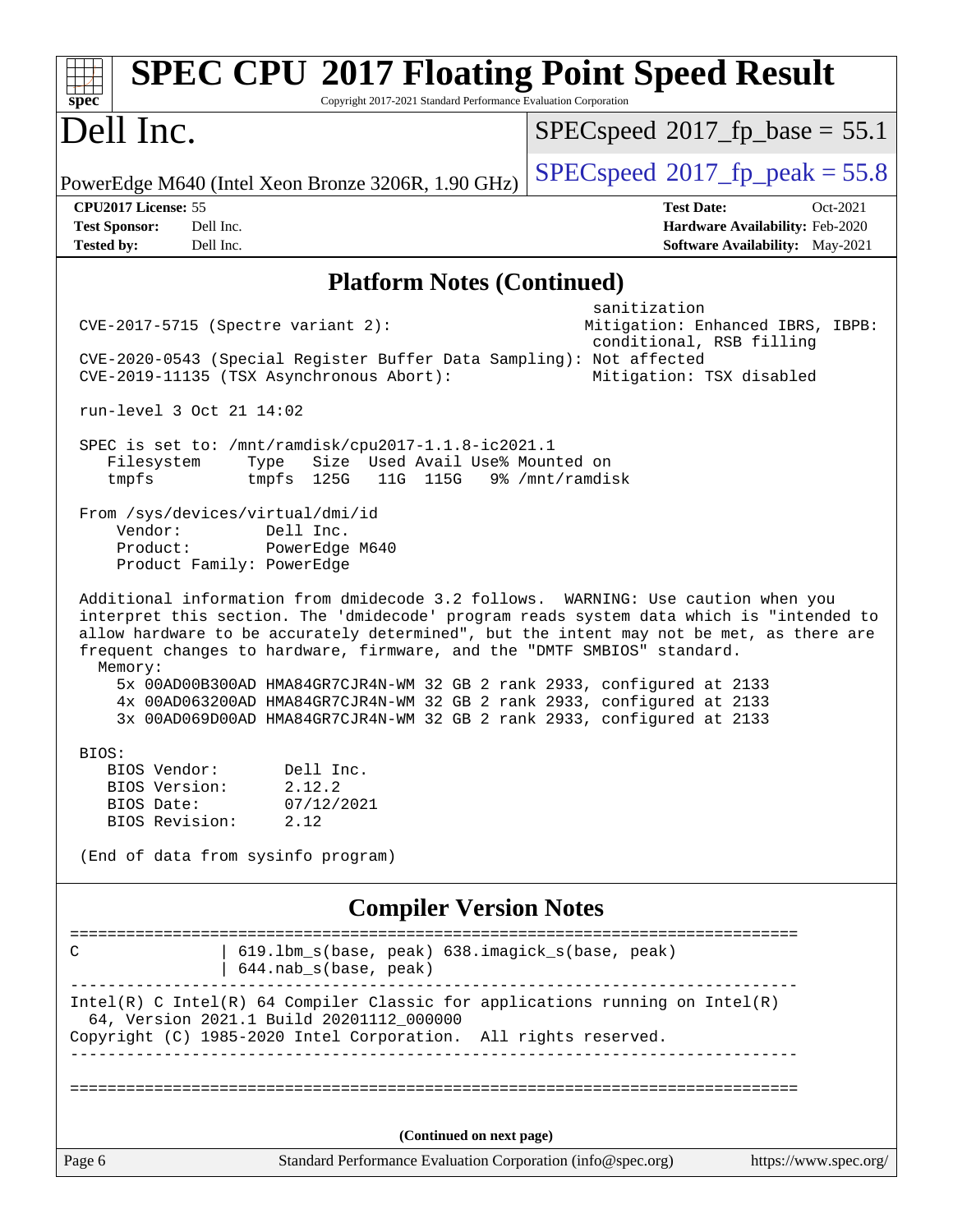## Platform Notes (Continued)

```
                                                         sanitization
 CVE-2017-5715 (Spectre variant 2):                     Mitigation: Enhanced IBRS, IBPB:
                                                         conditional, RSB filling
 CVE-2020-0543 (Special Register Buffer Data Sampling): Not affected
 CVE-2019-11135 (TSX Asynchronous Abort):               Mitigation: TSX disabled

 run-level 3 Oct 21 14:02

 SPEC is set to: /mnt/ramdisk/cpu2017-1.1.8-ic2021.1
    Filesystem     Type   Size  Used Avail Use% Mounted on
    tmpfs          tmpfs  125G   11G  115G   9% /mnt/ramdisk

 From /sys/devices/virtual/dmi/id
     Vendor:         Dell Inc.
     Product:        PowerEdge M640
     Product Family: PowerEdge

 Additional information from dmidecode 3.2 follows.  WARNING: Use caution when you
 interpret this section. The 'dmidecode' program reads system data which is "intended to
 allow hardware to be accurately determined", but the intent may not be met, as there are
 frequent changes to hardware, firmware, and the "DMTF SMBIOS" standard.
   Memory:
     5x 00AD00B300AD HMA84GR7CJR4N-WM 32 GB 2 rank 2933, configured at 2133
     4x 00AD063200AD HMA84GR7CJR4N-WM 32 GB 2 rank 2933, configured at 2133
     3x 00AD069D00AD HMA84GR7CJR4N-WM 32 GB 2 rank 2933, configured at 2133

 BIOS:
    BIOS Vendor:       Dell Inc.
    BIOS Version:      2.12.2
    BIOS Date:         07/12/2021
    BIOS Revision:     2.12

 (End of data from sysinfo program)
```

## Compiler Version Notes

```
==============================================================================
C               | 619.lbm_s(base, peak) 638.imagick_s(base, peak)
                | 644.nab_s(base, peak)
------------------------------------------------------------------------------
Intel(R) C Intel(R) 64 Compiler Classic for applications running on Intel(R)
  64, Version 2021.1 Build 20201112_000000
Copyright (C) 1985-2020 Intel Corporation.  All rights reserved.
------------------------------------------------------------------------------

==============================================================================
```

(Continued on next page)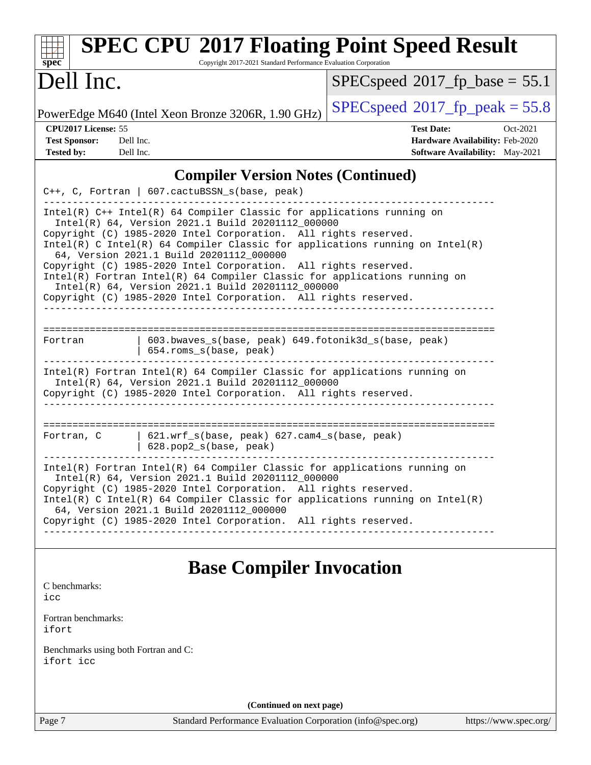## Compiler Version Notes (Continued)

```
C++, C, Fortran | 607.cactuBSSN_s(base, peak)
------------------------------------------------------------------------------
Intel(R) C++ Intel(R) 64 Compiler Classic for applications running on
  Intel(R) 64, Version 2021.1 Build 20201112_000000
Copyright (C) 1985-2020 Intel Corporation.  All rights reserved.
Intel(R) C Intel(R) 64 Compiler Classic for applications running on Intel(R)
  64, Version 2021.1 Build 20201112_000000
Copyright (C) 1985-2020 Intel Corporation.  All rights reserved.
Intel(R) Fortran Intel(R) 64 Compiler Classic for applications running on
  Intel(R) 64, Version 2021.1 Build 20201112_000000
Copyright (C) 1985-2020 Intel Corporation.  All rights reserved.
------------------------------------------------------------------------------

==============================================================================
Fortran         | 603.bwaves_s(base, peak) 649.fotonik3d_s(base, peak)
                | 654.roms_s(base, peak)
------------------------------------------------------------------------------
Intel(R) Fortran Intel(R) 64 Compiler Classic for applications running on
  Intel(R) 64, Version 2021.1 Build 20201112_000000
Copyright (C) 1985-2020 Intel Corporation.  All rights reserved.
------------------------------------------------------------------------------

==============================================================================
Fortran, C      | 621.wrf_s(base, peak) 627.cam4_s(base, peak)
                | 628.pop2_s(base, peak)
------------------------------------------------------------------------------
Intel(R) Fortran Intel(R) 64 Compiler Classic for applications running on
  Intel(R) 64, Version 2021.1 Build 20201112_000000
Copyright (C) 1985-2020 Intel Corporation.  All rights reserved.
Intel(R) C Intel(R) 64 Compiler Classic for applications running on Intel(R)
  64, Version 2021.1 Build 20201112_000000
Copyright (C) 1985-2020 Intel Corporation.  All rights reserved.
------------------------------------------------------------------------------
```

## Base Compiler Invocation

C benchmarks:
icc

Fortran benchmarks:
ifort

Benchmarks using both Fortran and C:
ifort icc

**(Continued on next page)**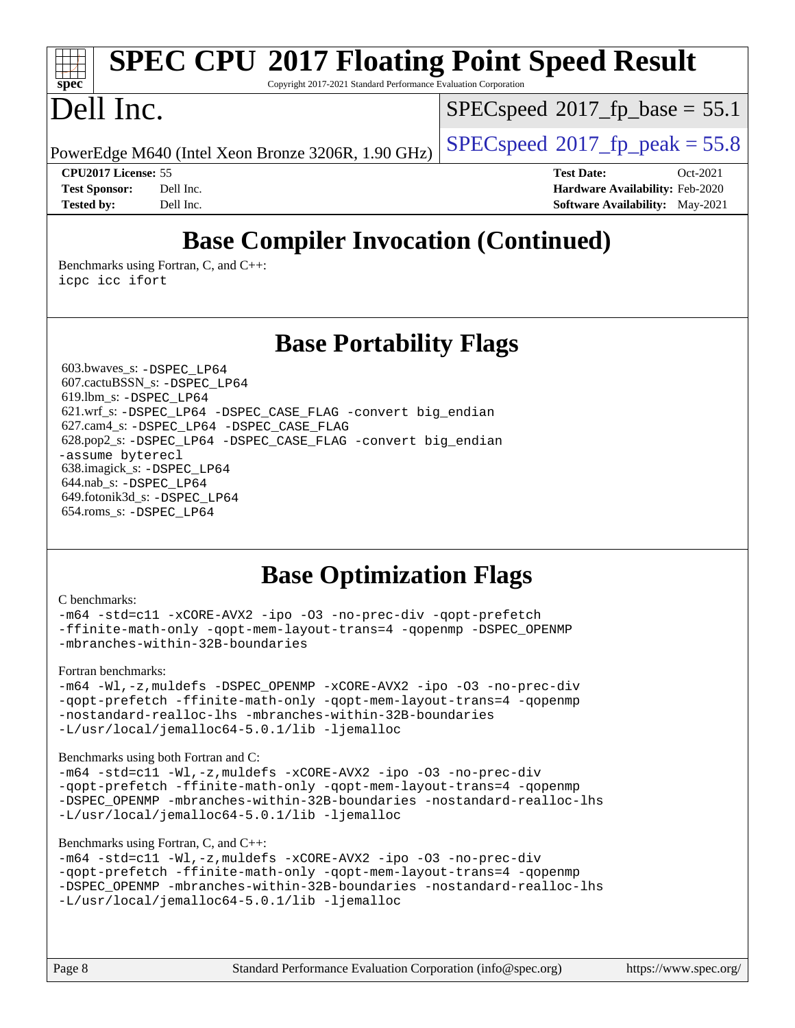## Base Compiler Invocation (Continued)

Benchmarks using Fortran, C, and C++:
```
icpc icc ifort
```

## Base Portability Flags

603.bwaves_s: `-DSPEC_LP64`
607.cactuBSSN_s: `-DSPEC_LP64`
619.lbm_s: `-DSPEC_LP64`
621.wrf_s: `-DSPEC_LP64 -DSPEC_CASE_FLAG -convert big_endian`
627.cam4_s: `-DSPEC_LP64 -DSPEC_CASE_FLAG`
628.pop2_s: `-DSPEC_LP64 -DSPEC_CASE_FLAG -convert big_endian -assume byterecl`
638.imagick_s: `-DSPEC_LP64`
644.nab_s: `-DSPEC_LP64`
649.fotonik3d_s: `-DSPEC_LP64`
654.roms_s: `-DSPEC_LP64`

## Base Optimization Flags

C benchmarks:
```
-m64 -std=c11 -xCORE-AVX2 -ipo -O3 -no-prec-div -qopt-prefetch
-ffinite-math-only -qopt-mem-layout-trans=4 -qopenmp -DSPEC_OPENMP
-mbranches-within-32B-boundaries
```

Fortran benchmarks:
```
-m64 -Wl,-z,muldefs -DSPEC_OPENMP -xCORE-AVX2 -ipo -O3 -no-prec-div
-qopt-prefetch -ffinite-math-only -qopt-mem-layout-trans=4 -qopenmp
-nostandard-realloc-lhs -mbranches-within-32B-boundaries
-L/usr/local/jemalloc64-5.0.1/lib -ljemalloc
```

Benchmarks using both Fortran and C:
```
-m64 -std=c11 -Wl,-z,muldefs -xCORE-AVX2 -ipo -O3 -no-prec-div
-qopt-prefetch -ffinite-math-only -qopt-mem-layout-trans=4 -qopenmp
-DSPEC_OPENMP -mbranches-within-32B-boundaries -nostandard-realloc-lhs
-L/usr/local/jemalloc64-5.0.1/lib -ljemalloc
```

Benchmarks using Fortran, C, and C++:
```
-m64 -std=c11 -Wl,-z,muldefs -xCORE-AVX2 -ipo -O3 -no-prec-div
-qopt-prefetch -ffinite-math-only -qopt-mem-layout-trans=4 -qopenmp
-DSPEC_OPENMP -mbranches-within-32B-boundaries -nostandard-realloc-lhs
-L/usr/local/jemalloc64-5.0.1/lib -ljemalloc
```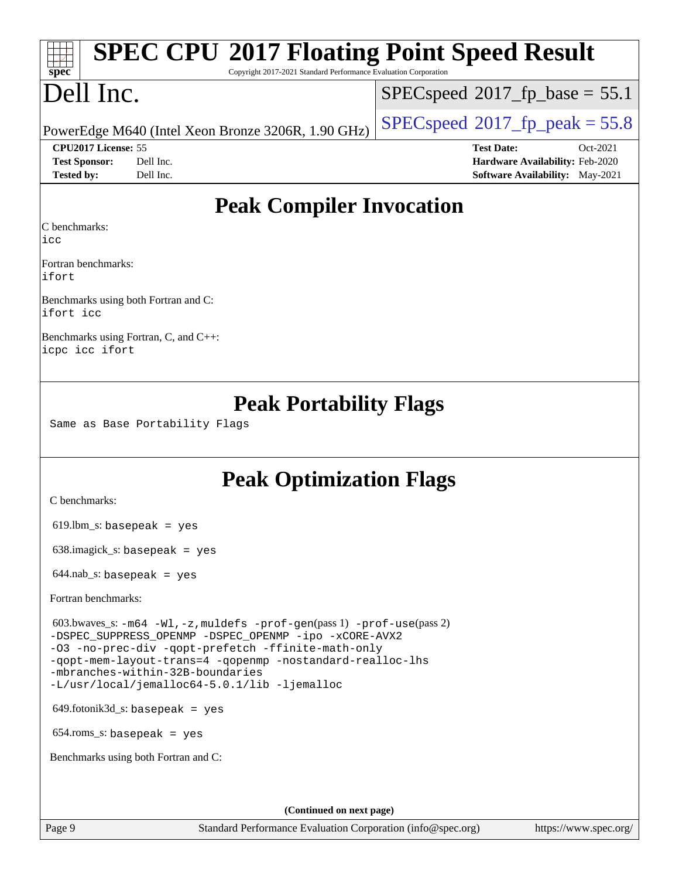# Peak Compiler Invocation

C benchmarks:
```
icc
```

Fortran benchmarks:
```
ifort
```

Benchmarks using both Fortran and C:
```
ifort icc
```

Benchmarks using Fortran, C, and C++:
```
icpc icc ifort
```

# Peak Portability Flags

Same as Base Portability Flags

# Peak Optimization Flags

C benchmarks:

619.lbm_s: `basepeak = yes`

638.imagick_s: `basepeak = yes`

644.nab_s: `basepeak = yes`

Fortran benchmarks:

603.bwaves_s: `-m64 -Wl,-z,muldefs -prof-gen`(pass 1) `-prof-use`(pass 2) `-DSPEC_SUPPRESS_OPENMP -DSPEC_OPENMP -ipo -xCORE-AVX2 -O3 -no-prec-div -qopt-prefetch -ffinite-math-only -qopt-mem-layout-trans=4 -qopenmp -nostandard-realloc-lhs -mbranches-within-32B-boundaries -L/usr/local/jemalloc64-5.0.1/lib -ljemalloc`

649.fotonik3d_s: `basepeak = yes`

654.roms_s: `basepeak = yes`

Benchmarks using both Fortran and C:

**(Continued on next page)**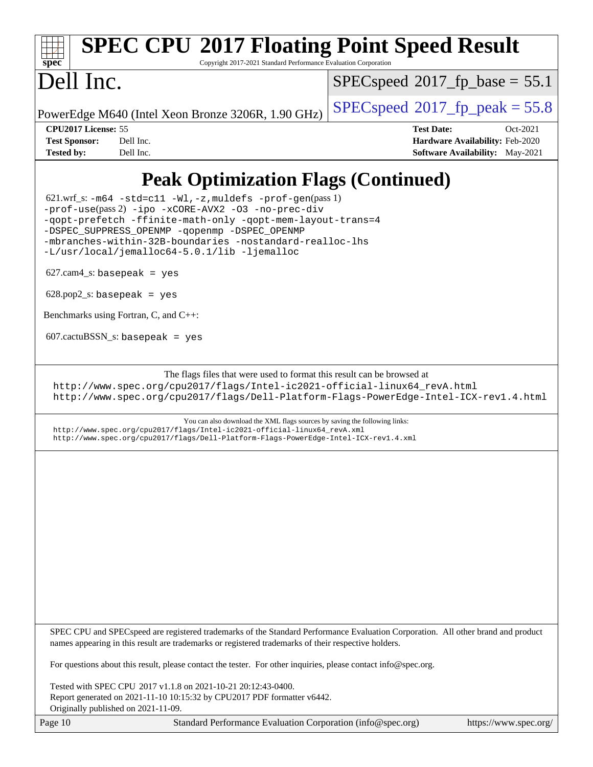# Peak Optimization Flags (Continued)

621.wrf_s: -m64 -std=c11 -Wl,-z,muldefs -prof-gen(pass 1) -prof-use(pass 2) -ipo -xCORE-AVX2 -O3 -no-prec-div -qopt-prefetch -ffinite-math-only -qopt-mem-layout-trans=4 -DSPEC_SUPPRESS_OPENMP -qopenmp -DSPEC_OPENMP -mbranches-within-32B-boundaries -nostandard-realloc-lhs -L/usr/local/jemalloc64-5.0.1/lib -ljemalloc

627.cam4_s: basepeak = yes

628.pop2_s: basepeak = yes

Benchmarks using Fortran, C, and C++:

607.cactuBSSN_s: basepeak = yes

The flags files that were used to format this result can be browsed at
http://www.spec.org/cpu2017/flags/Intel-ic2021-official-linux64_revA.html
http://www.spec.org/cpu2017/flags/Dell-Platform-Flags-PowerEdge-Intel-ICX-rev1.4.html

You can also download the XML flags sources by saving the following links:
http://www.spec.org/cpu2017/flags/Intel-ic2021-official-linux64_revA.xml
http://www.spec.org/cpu2017/flags/Dell-Platform-Flags-PowerEdge-Intel-ICX-rev1.4.xml

SPEC CPU and SPECspeed are registered trademarks of the Standard Performance Evaluation Corporation. All other brand and product names appearing in this result are trademarks or registered trademarks of their respective holders.

For questions about this result, please contact the tester. For other inquiries, please contact info@spec.org.

Tested with SPEC CPU 2017 v1.1.8 on 2021-10-21 20:12:43-0400.
Report generated on 2021-11-10 10:15:32 by CPU2017 PDF formatter v6442.
Originally published on 2021-11-09.